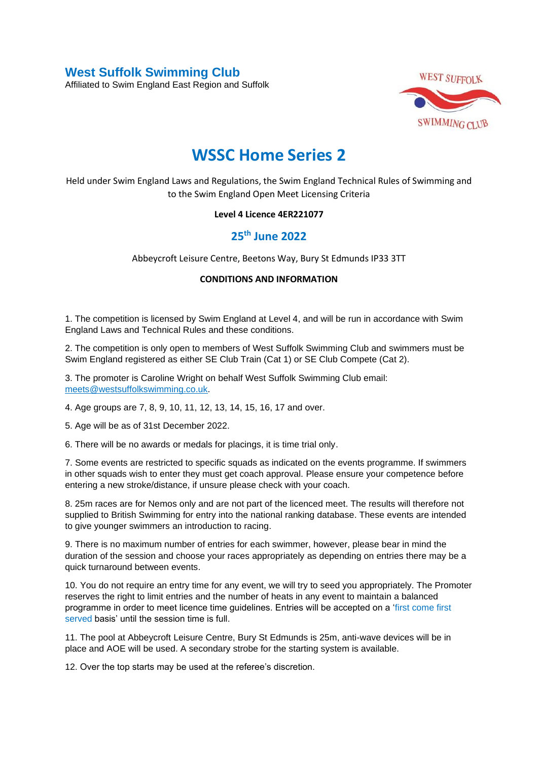**West Suffolk Swimming Club**

Affiliated to Swim England East Region and Suffolk

# WSSC Home Series 2

Held under Swim England Laws and Regulations, the Swim England Technical Rules of Swimming and to the Swim England Open Meet Licensing Criteria

**Level 4 Licence 4ER221077**

## 25th June 2022

Abbeycroft Leisure Centre, Beetons Way, Bury St Edmunds IP33 3TT

**CONDITIONS AND INFORMATION**

1. The competition is licensed by Swim England at Level 4, and will be run in accordance with Swim England Laws and Technical Rules and these conditions.

2. The competition is only open to members of West Suffolk Swimming Club and swimmers must be Swim England registered as either SE Club Train (Cat 1) or SE Club Compete (Cat 2).

3. The promoter is Caroline Wright on behalf West Suffolk Swimming Club email: meets@westsuffolkswimming.co.uk.

4. Age groups are 7, 8, 9, 10, 11, 12, 13, 14, 15, 16, 17 and over.

5. Age will be as of 31st December 2022.

6. There will be no awards or medals for placings, it is time trial only.

7. Some events are restricted to specific squads as indicated on the events programme. If swimmers in other squads wish to enter they must get coach approval. Please ensure your competence before entering a new stroke/distance, if unsure please check with your coach.

8. 25m races are for Nemos only and are not part of the licenced meet. The results will therefore not supplied to British Swimming for entry into the national ranking database. These events are intended to give younger swimmers an introduction to racing.

9. There is no maximum number of entries for each swimmer, however, please bear in mind the duration of the session and choose your races appropriately as depending on entries there may be a quick turnaround between events.

10. You do not require an entry time for any event, we will try to seed you appropriately. The Promoter reserves the right to limit entries and the number of heats in any event to maintain a balanced programme in order to meet licence time guidelines. Entries will be accepted on a 'first come first served basis' until the session time is full.

11. The pool at Abbeycroft Leisure Centre, Bury St Edmunds is 25m, anti-wave devices will be in place and AOE will be used. A secondary strobe for the starting system is available.

12. Over the top starts may be used at the referee's discretion.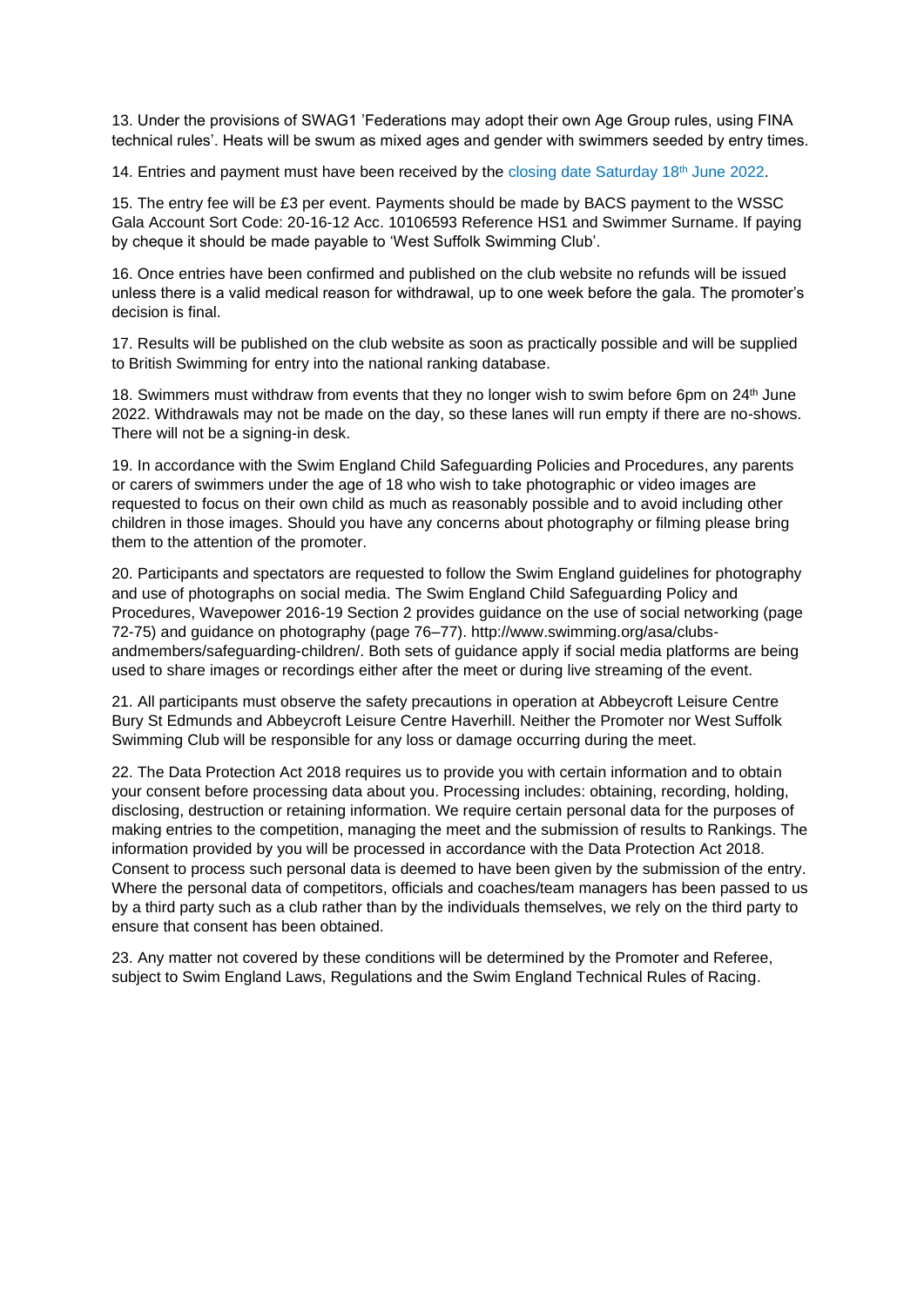13. Under the provisions of SWAG1 'Federations may adopt their own Age Group rules, using FINA technical rules'. Heats will be swum as mixed ages and gender with swimmers seeded by entry times.

14. Entries and payment must have been received by the closing date Saturday 18th June 2022.

15. The entry fee will be £3 per event. Payments should be made by BACS payment to the WSSC Gala Account Sort Code: 20-16-12 Acc. 10106593 Reference HS1 and Swimmer Surname. If paying by cheque it should be made payable to 'West Suffolk Swimming Club'.

16. Once entries have been confirmed and published on the club website no refunds will be issued unless there is a valid medical reason for withdrawal, up to one week before the gala. The promoter's decision is final.

17. Results will be published on the club website as soon as practically possible and will be supplied to British Swimming for entry into the national ranking database.

18. Swimmers must withdraw from events that they no longer wish to swim before 6pm on 24th June 2022. Withdrawals may not be made on the day, so these lanes will run empty if there are no-shows. There will not be a signing-in desk.

19. In accordance with the Swim England Child Safeguarding Policies and Procedures, any parents or carers of swimmers under the age of 18 who wish to take photographic or video images are requested to focus on their own child as much as reasonably possible and to avoid including other children in those images. Should you have any concerns about photography or filming please bring them to the attention of the promoter.

20. Participants and spectators are requested to follow the Swim England guidelines for photography and use of photographs on social media. The Swim England Child Safeguarding Policy and Procedures, Wavepower 2016-19 Section 2 provides guidance on the use of social networking (page 72-75) and guidance on photography (page 76–77). http://www.swimming.org/asa/clubs-andmembers/safeguarding-children/. Both sets of guidance apply if social media platforms are being used to share images or recordings either after the meet or during live streaming of the event.

21. All participants must observe the safety precautions in operation at Abbeycroft Leisure Centre Bury St Edmunds and Abbeycroft Leisure Centre Haverhill. Neither the Promoter nor West Suffolk Swimming Club will be responsible for any loss or damage occurring during the meet.

22. The Data Protection Act 2018 requires us to provide you with certain information and to obtain your consent before processing data about you. Processing includes: obtaining, recording, holding, disclosing, destruction or retaining information. We require certain personal data for the purposes of making entries to the competition, managing the meet and the submission of results to Rankings. The information provided by you will be processed in accordance with the Data Protection Act 2018. Consent to process such personal data is deemed to have been given by the submission of the entry. Where the personal data of competitors, officials and coaches/team managers has been passed to us by a third party such as a club rather than by the individuals themselves, we rely on the third party to ensure that consent has been obtained.

23. Any matter not covered by these conditions will be determined by the Promoter and Referee, subject to Swim England Laws, Regulations and the Swim England Technical Rules of Racing.